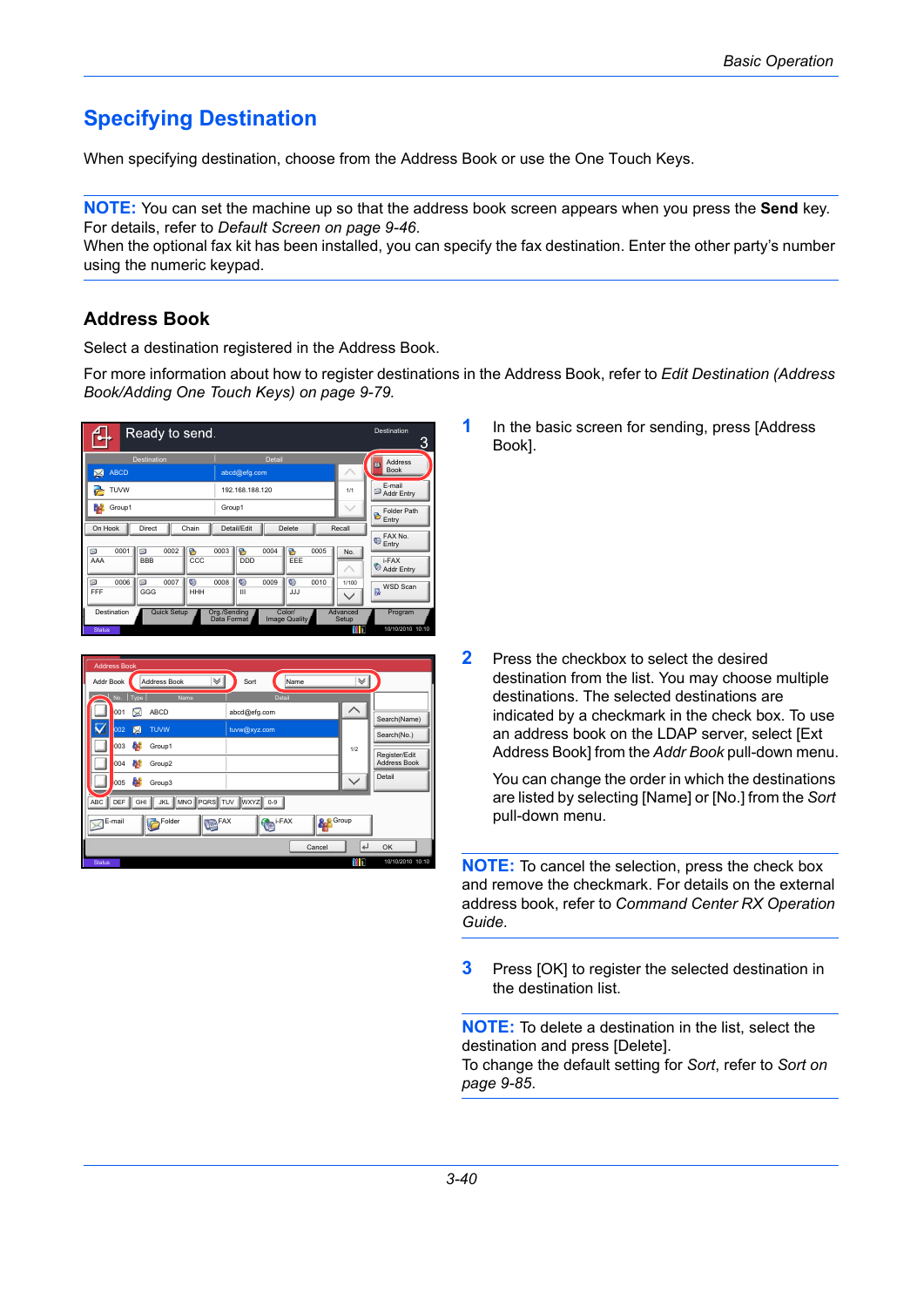# Specifying Destination

When specifying destination, choose from the Address Book or use the One Touch Keys.

**NOTE:** You can set the machine up so that the address book screen appears when you press the **Send** key. For details, refer to *Default Screen on page 9-46*.
When the optional fax kit has been installed, you can specify the fax destination. Enter the other party's number using the numeric keypad.

## Address Book

Select a destination registered in the Address Book.

For more information about how to register destinations in the Address Book, refer to *Edit Destination (Address Book/Adding One Touch Keys) on page 9-79.*

1. In the basic screen for sending, press [Address Book].

2. Press the checkbox to select the desired destination from the list. You may choose multiple destinations. The selected destinations are indicated by a checkmark in the check box. To use an address book on the LDAP server, select [Ext Address Book] from the *Addr Book* pull-down menu.

   You can change the order in which the destinations are listed by selecting [Name] or [No.] from the *Sort* pull-down menu.

**NOTE:** To cancel the selection, press the check box and remove the checkmark. For details on the external address book, refer to *Command Center RX Operation Guide*.

3. Press [OK] to register the selected destination in the destination list.

**NOTE:** To delete a destination in the list, select the destination and press [Delete].
To change the default setting for *Sort*, refer to *Sort on page 9-85*.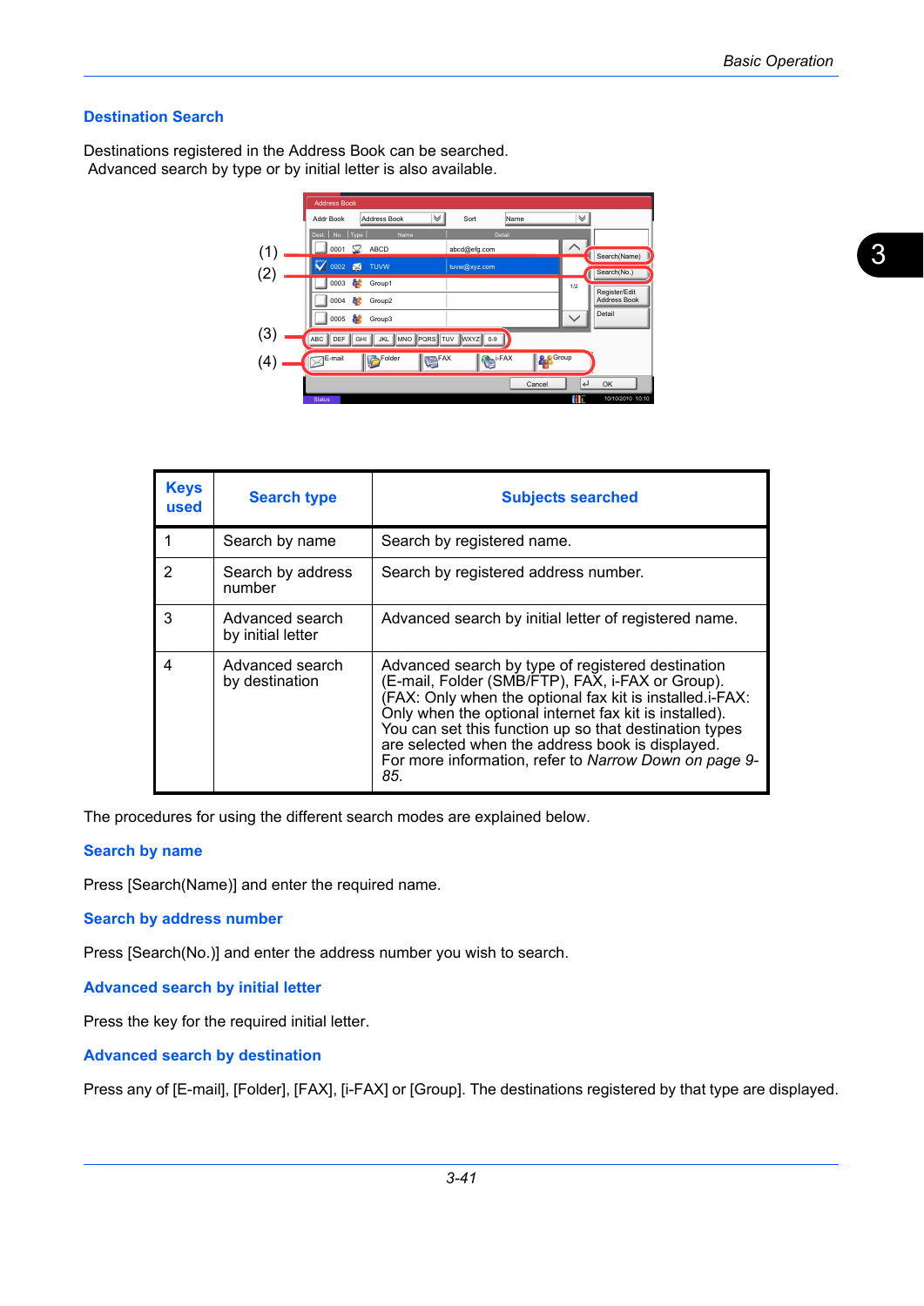## Destination Search

Destinations registered in the Address Book can be searched.
Advanced search by type or by initial letter is also available.

| Keys used | Search type | Subjects searched |
|---|---|---|
| 1 | Search by name | Search by registered name. |
| 2 | Search by address number | Search by registered address number. |
| 3 | Advanced search by initial letter | Advanced search by initial letter of registered name. |
| 4 | Advanced search by destination | Advanced search by type of registered destination (E-mail, Folder (SMB/FTP), FAX, i-FAX or Group). (FAX: Only when the optional fax kit is installed.i-FAX: Only when the optional internet fax kit is installed). You can set this function up so that destination types are selected when the address book is displayed. For more information, refer to *Narrow Down on page 9-85*. |

The procedures for using the different search modes are explained below.

### Search by name

Press [Search(Name)] and enter the required name.

### Search by address number

Press [Search(No.)] and enter the address number you wish to search.

### Advanced search by initial letter

Press the key for the required initial letter.

### Advanced search by destination

Press any of [E-mail], [Folder], [FAX], [i-FAX] or [Group]. The destinations registered by that type are displayed.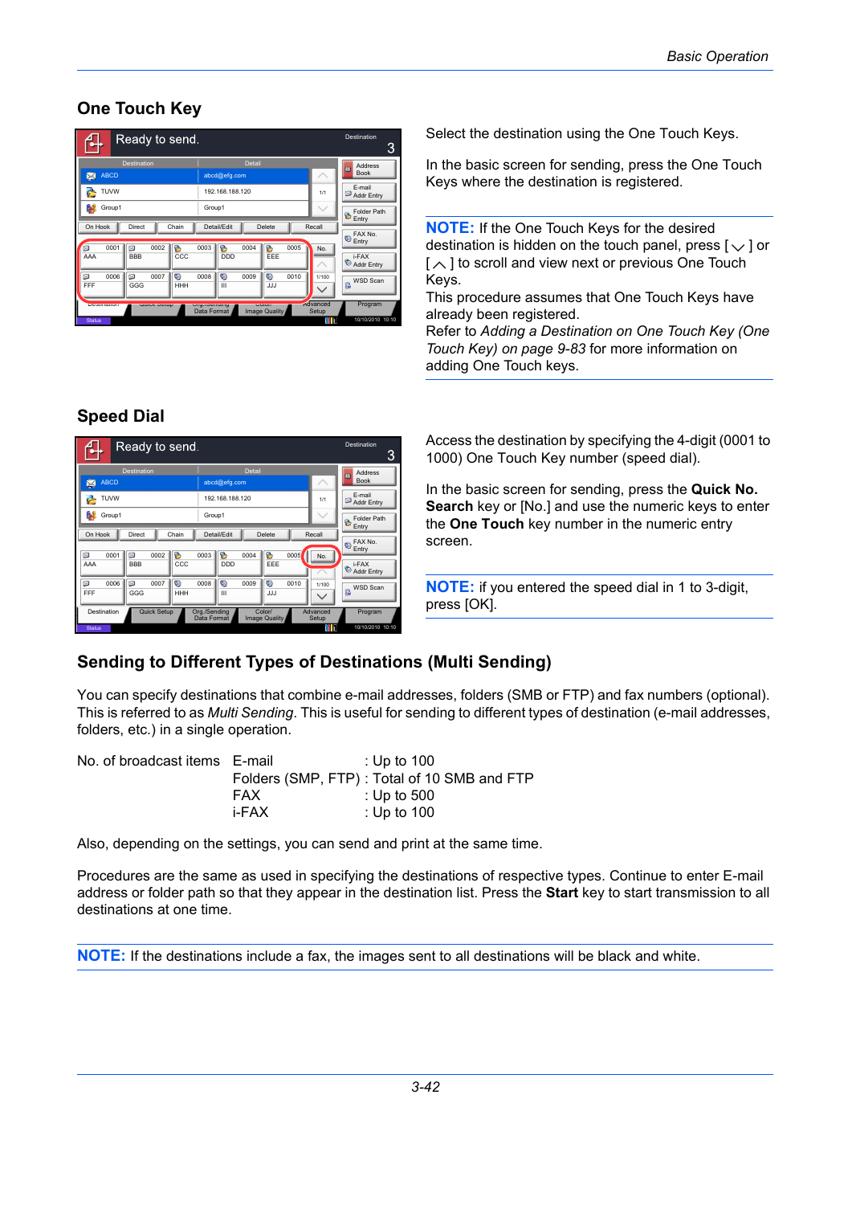## One Touch Key

Select the destination using the One Touch Keys.

In the basic screen for sending, press the One Touch Keys where the destination is registered.

**NOTE:** If the One Touch Keys for the desired destination is hidden on the touch panel, press [ ∨ ] or [ ∧ ] to scroll and view next or previous One Touch Keys.
This procedure assumes that One Touch Keys have already been registered.
Refer to *Adding a Destination on One Touch Key (One Touch Key) on page 9-83* for more information on adding One Touch keys.

## Speed Dial

Access the destination by specifying the 4-digit (0001 to 1000) One Touch Key number (speed dial).

In the basic screen for sending, press the **Quick No. Search** key or [No.] and use the numeric keys to enter the **One Touch** key number in the numeric entry screen.

**NOTE:** if you entered the speed dial in 1 to 3-digit, press [OK].

## Sending to Different Types of Destinations (Multi Sending)

You can specify destinations that combine e-mail addresses, folders (SMB or FTP) and fax numbers (optional). This is referred to as *Multi Sending*. This is useful for sending to different types of destination (e-mail addresses, folders, etc.) in a single operation.

| | | |
|---|---|---|
| No. of broadcast items | E-mail | : Up to 100 |
| | Folders (SMP, FTP) | : Total of 10 SMB and FTP |
| | FAX | : Up to 500 |
| | i-FAX | : Up to 100 |

Also, depending on the settings, you can send and print at the same time.

Procedures are the same as used in specifying the destinations of respective types. Continue to enter E-mail address or folder path so that they appear in the destination list. Press the **Start** key to start transmission to all destinations at one time.

**NOTE:** If the destinations include a fax, the images sent to all destinations will be black and white.